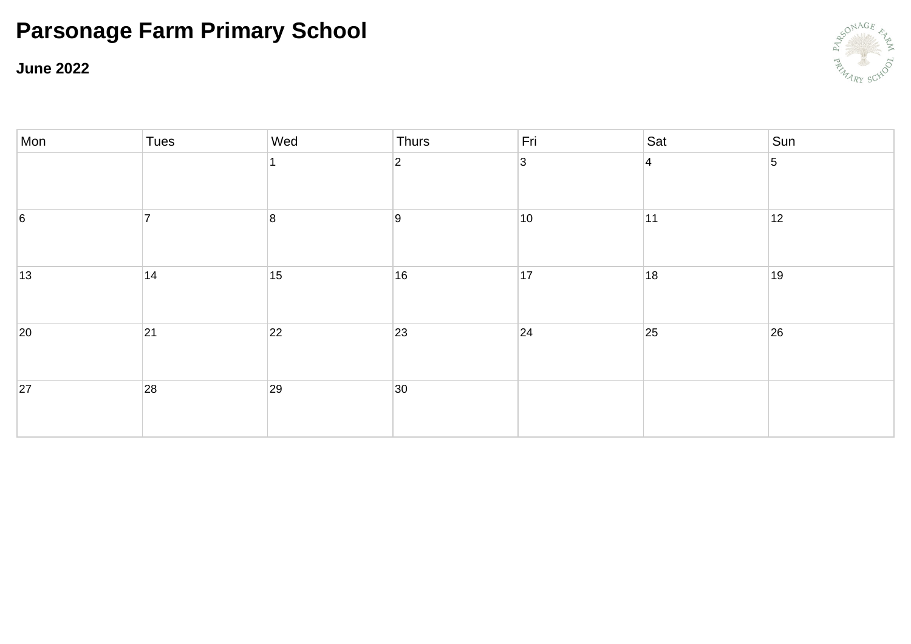# Parsonage Farm Primary School

**June 2022**

| Mon | Tues | Wed | Thurs | Fri | Sat | Sun |
|---|---|---|---|---|---|---|
| | | 1 | 2 | 3 | 4 | 5 |
| 6 | 7 | 8 | 9 | 10 | 11 | 12 |
| 13 | 14 | 15 | 16 | 17 | 18 | 19 |
| 20 | 21 | 22 | 23 | 24 | 25 | 26 |
| 27 | 28 | 29 | 30 | | | |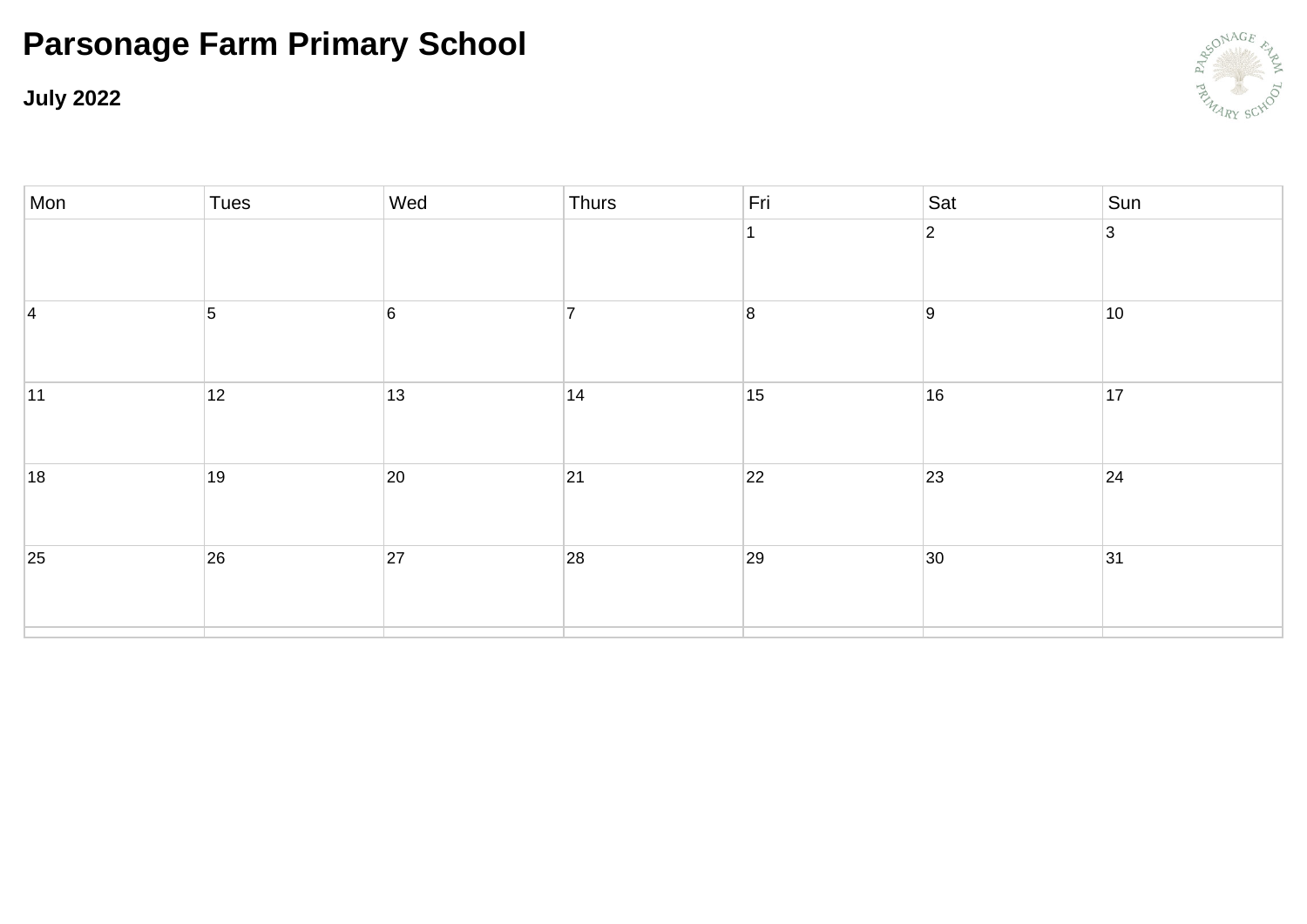# Parsonage Farm Primary School

**July 2022**

| Mon | Tues | Wed | Thurs | Fri | Sat | Sun |
|---|---|---|---|---|---|---|
| | | | | 1 | 2 | 3 |
| 4 | 5 | 6 | 7 | 8 | 9 | 10 |
| 11 | 12 | 13 | 14 | 15 | 16 | 17 |
| 18 | 19 | 20 | 21 | 22 | 23 | 24 |
| 25 | 26 | 27 | 28 | 29 | 30 | 31 |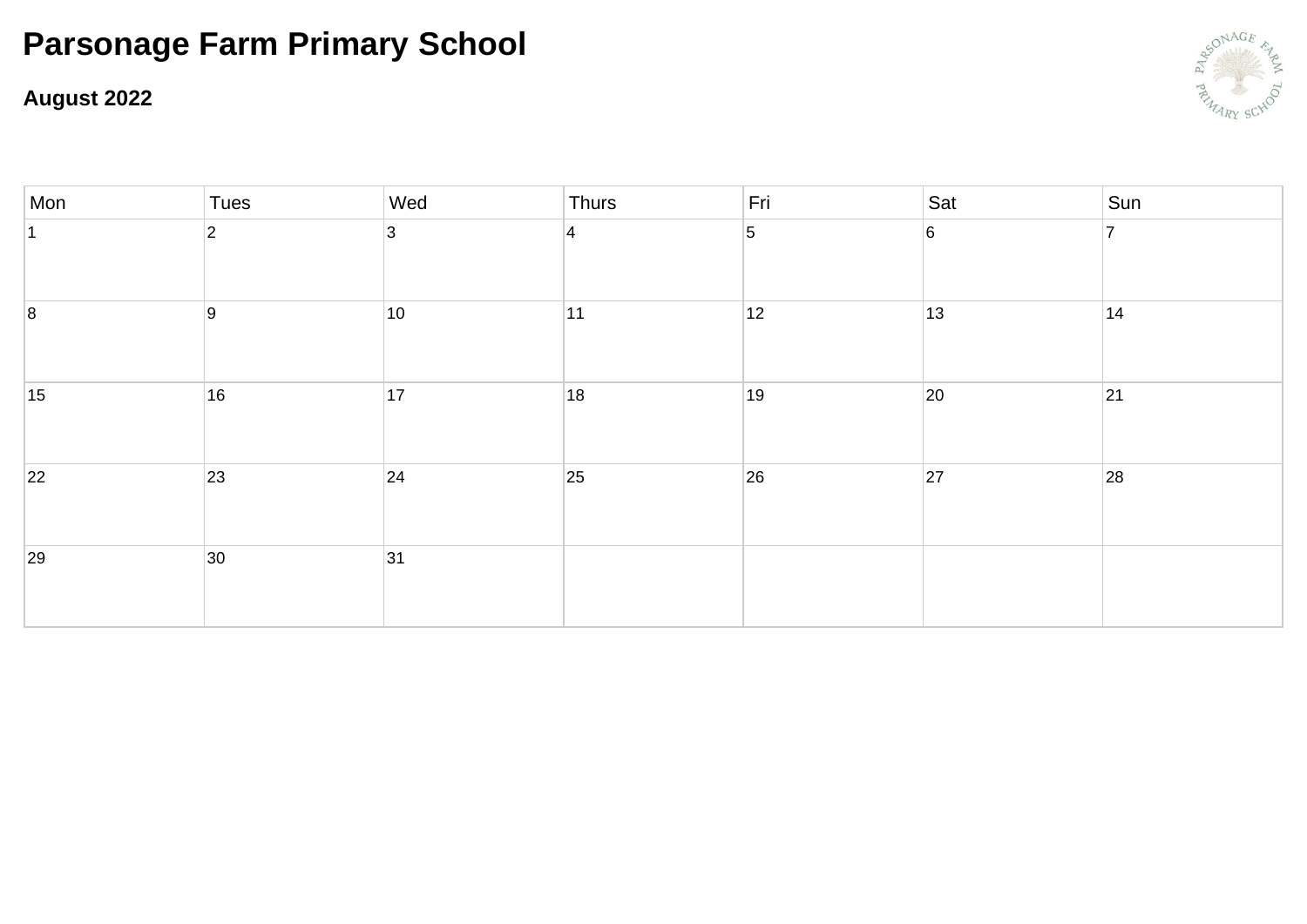# Parsonage Farm Primary School

**August 2022**

| Mon | Tues | Wed | Thurs | Fri | Sat | Sun |
|---|---|---|---|---|---|---|
| 1 | 2 | 3 | 4 | 5 | 6 | 7 |
| 8 | 9 | 10 | 11 | 12 | 13 | 14 |
| 15 | 16 | 17 | 18 | 19 | 20 | 21 |
| 22 | 23 | 24 | 25 | 26 | 27 | 28 |
| 29 | 30 | 31 | | | | |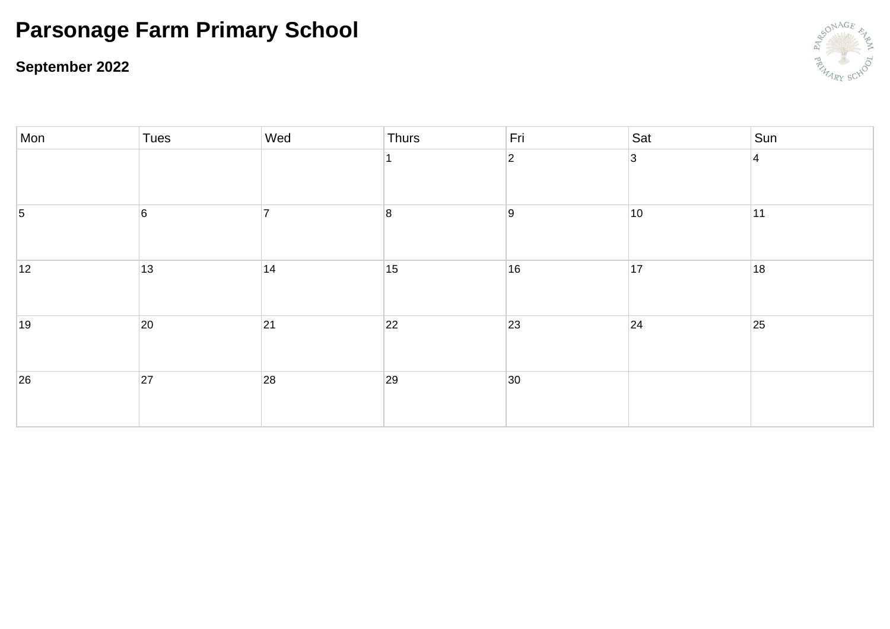# Parsonage Farm Primary School

## September 2022

| Mon | Tues | Wed | Thurs | Fri | Sat | Sun |
|---|---|---|---|---|---|---|
| | | | 1 | 2 | 3 | 4 |
| 5 | 6 | 7 | 8 | 9 | 10 | 11 |
| 12 | 13 | 14 | 15 | 16 | 17 | 18 |
| 19 | 20 | 21 | 22 | 23 | 24 | 25 |
| 26 | 27 | 28 | 29 | 30 | | |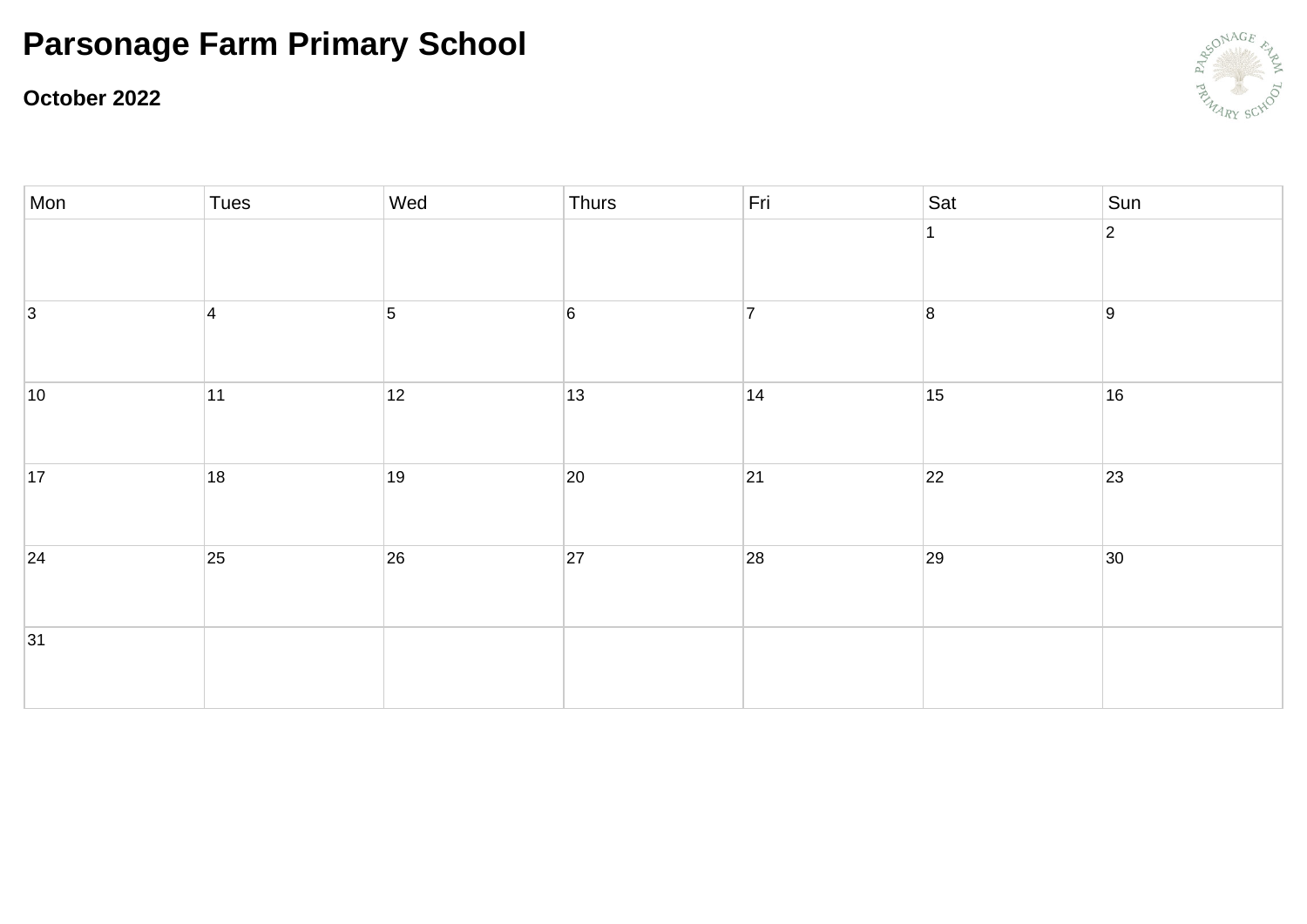# Parsonage Farm Primary School

**October 2022**

| Mon | Tues | Wed | Thurs | Fri | Sat | Sun |
|---|---|---|---|---|---|---|
| | | | | | 1 | 2 |
| 3 | 4 | 5 | 6 | 7 | 8 | 9 |
| 10 | 11 | 12 | 13 | 14 | 15 | 16 |
| 17 | 18 | 19 | 20 | 21 | 22 | 23 |
| 24 | 25 | 26 | 27 | 28 | 29 | 30 |
| 31 | | | | | | |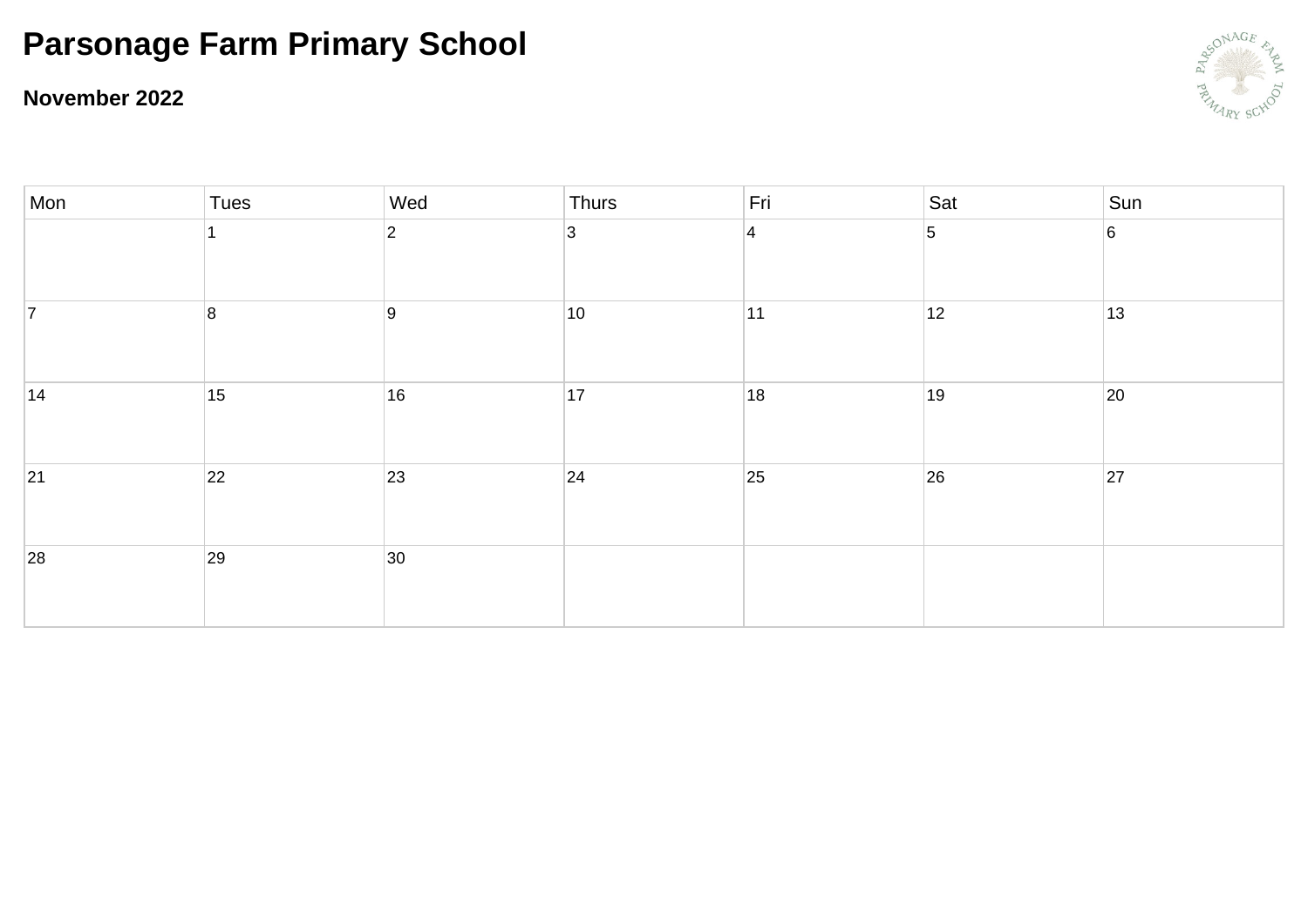# Parsonage Farm Primary School

## November 2022

| Mon | Tues | Wed | Thurs | Fri | Sat | Sun |
|---|---|---|---|---|---|---|
| | 1 | 2 | 3 | 4 | 5 | 6 |
| 7 | 8 | 9 | 10 | 11 | 12 | 13 |
| 14 | 15 | 16 | 17 | 18 | 19 | 20 |
| 21 | 22 | 23 | 24 | 25 | 26 | 27 |
| 28 | 29 | 30 | | | | |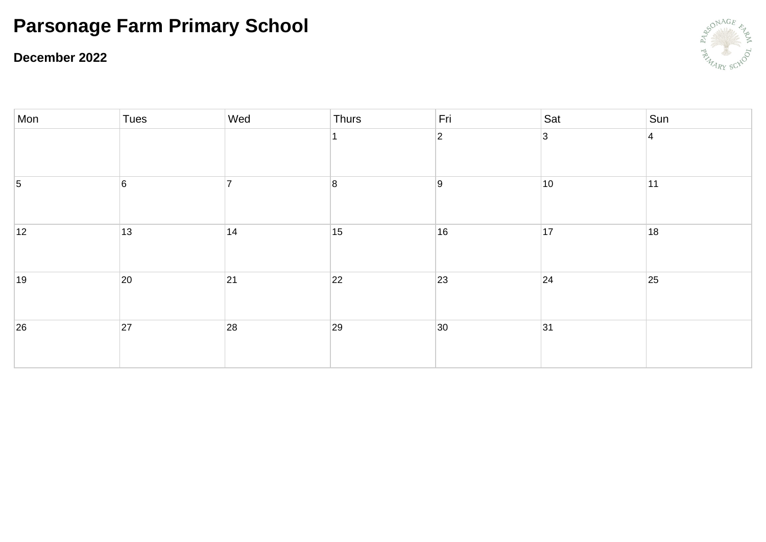# Parsonage Farm Primary School

**December 2022**

| Mon | Tues | Wed | Thurs | Fri | Sat | Sun |
| --- | --- | --- | --- | --- | --- | --- |
| | | | 1 | 2 | 3 | 4 |
| 5 | 6 | 7 | 8 | 9 | 10 | 11 |
| 12 | 13 | 14 | 15 | 16 | 17 | 18 |
| 19 | 20 | 21 | 22 | 23 | 24 | 25 |
| 26 | 27 | 28 | 29 | 30 | 31 | |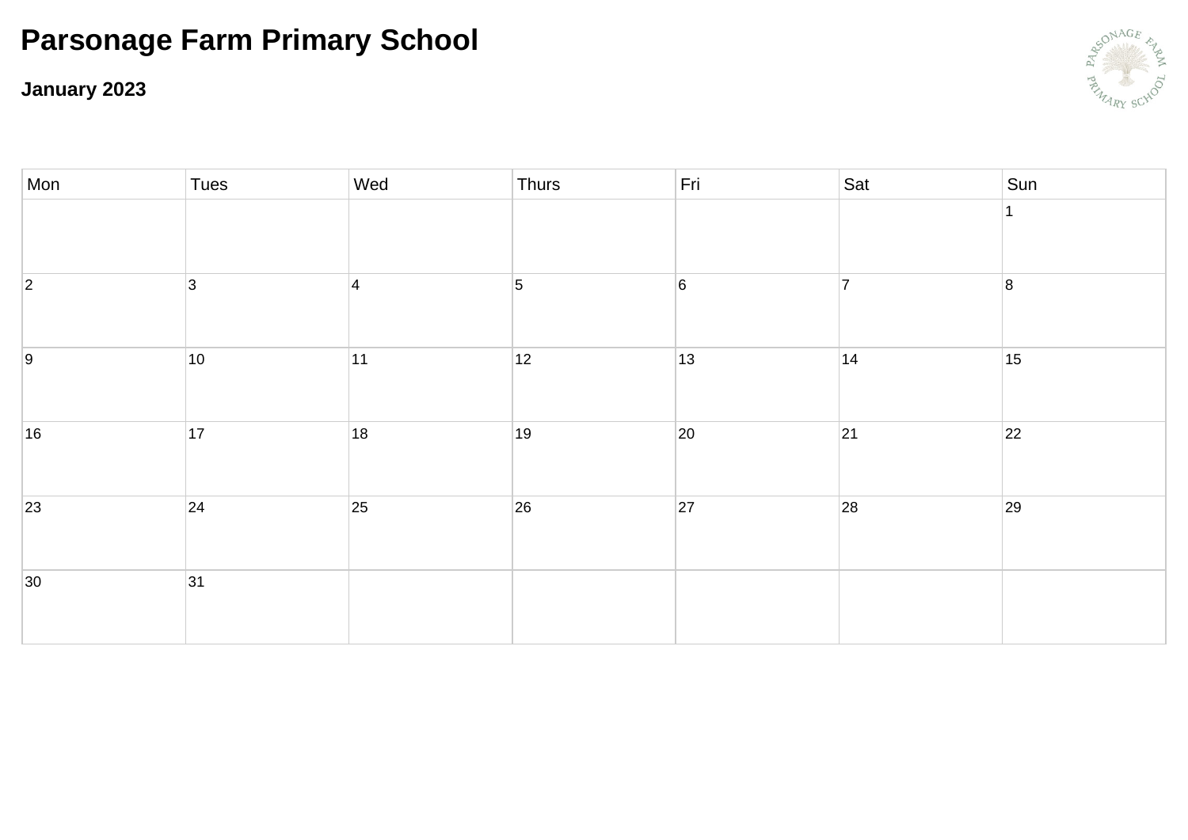# Parsonage Farm Primary School

**January 2023**

| Mon | Tues | Wed | Thurs | Fri | Sat | Sun |
|---|---|---|---|---|---|---|
| | | | | | | 1 |
| 2 | 3 | 4 | 5 | 6 | 7 | 8 |
| 9 | 10 | 11 | 12 | 13 | 14 | 15 |
| 16 | 17 | 18 | 19 | 20 | 21 | 22 |
| 23 | 24 | 25 | 26 | 27 | 28 | 29 |
| 30 | 31 | | | | | |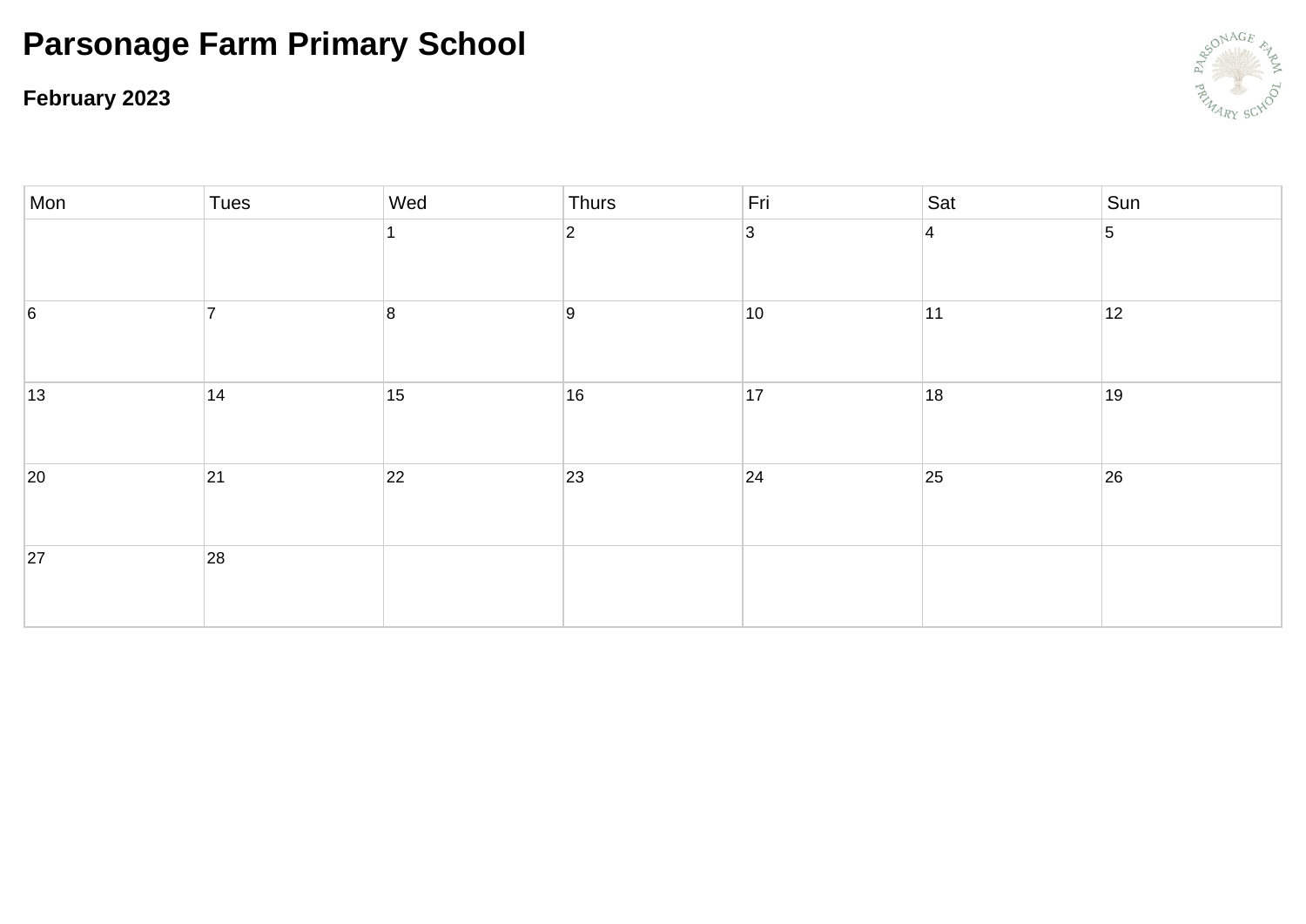# Parsonage Farm Primary School

**February 2023**

| Mon | Tues | Wed | Thurs | Fri | Sat | Sun |
|---|---|---|---|---|---|---|
| | | 1 | 2 | 3 | 4 | 5 |
| 6 | 7 | 8 | 9 | 10 | 11 | 12 |
| 13 | 14 | 15 | 16 | 17 | 18 | 19 |
| 20 | 21 | 22 | 23 | 24 | 25 | 26 |
| 27 | 28 | | | | | |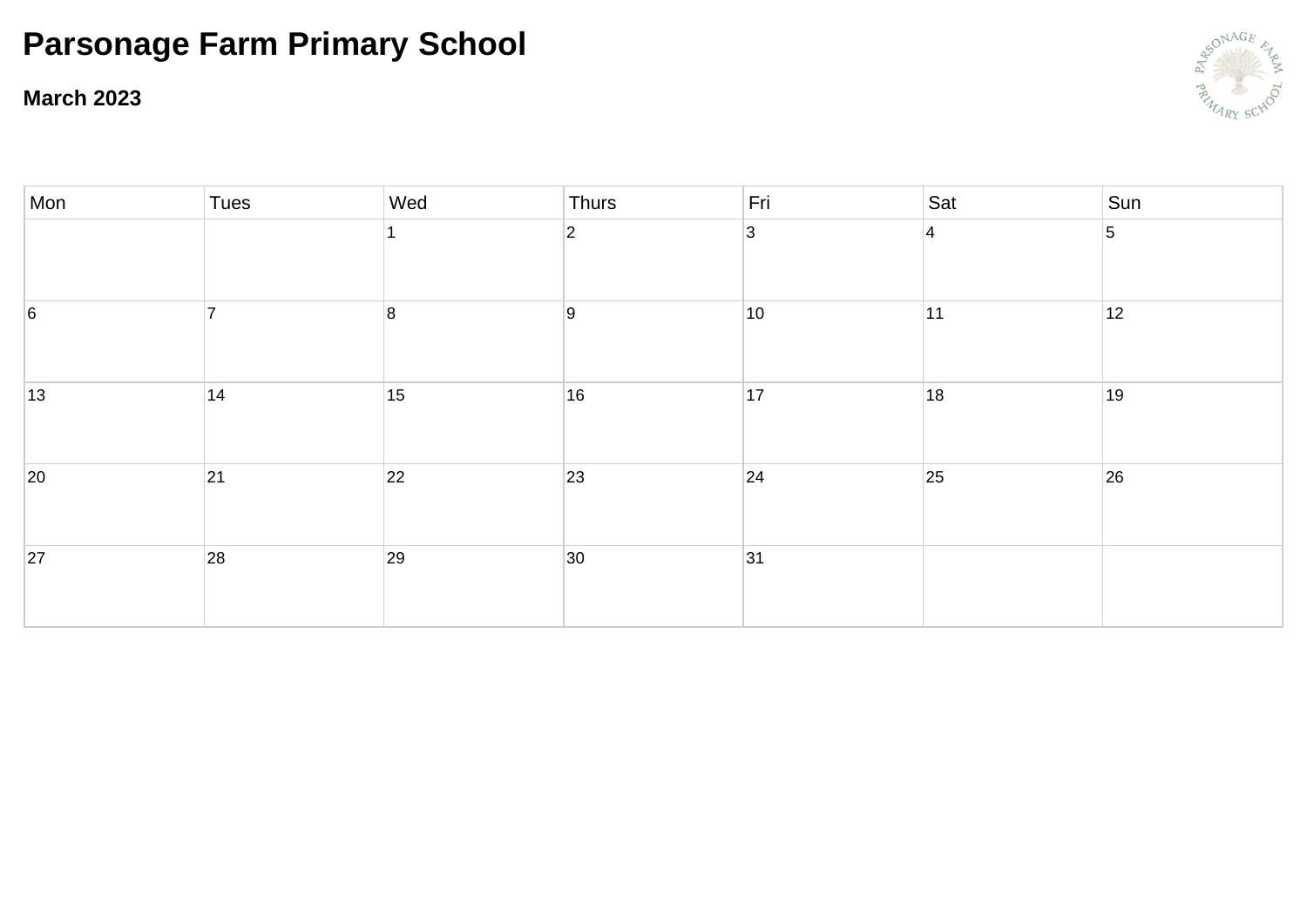# Parsonage Farm Primary School

**March 2023**

| Mon | Tues | Wed | Thurs | Fri | Sat | Sun |
|---|---|---|---|---|---|---|
| | | 1 | 2 | 3 | 4 | 5 |
| 6 | 7 | 8 | 9 | 10 | 11 | 12 |
| 13 | 14 | 15 | 16 | 17 | 18 | 19 |
| 20 | 21 | 22 | 23 | 24 | 25 | 26 |
| 27 | 28 | 29 | 30 | 31 | | |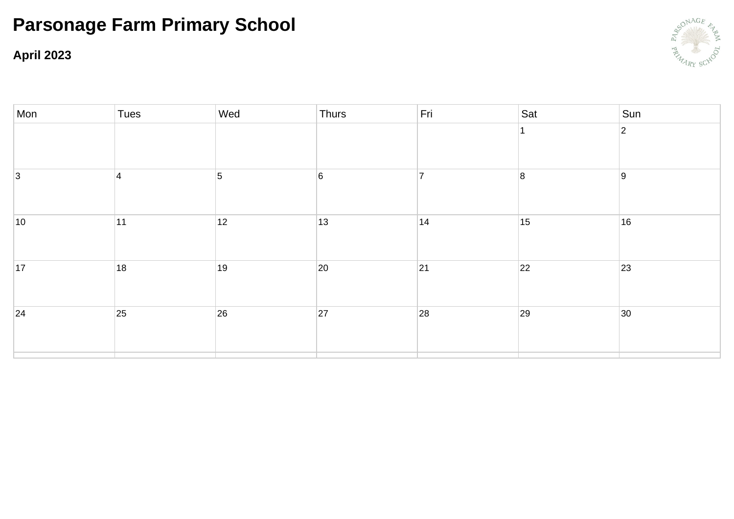# Parsonage Farm Primary School

**April 2023**

| Mon | Tues | Wed | Thurs | Fri | Sat | Sun |
|---|---|---|---|---|---|---|
| | | | | | 1 | 2 |
| 3 | 4 | 5 | 6 | 7 | 8 | 9 |
| 10 | 11 | 12 | 13 | 14 | 15 | 16 |
| 17 | 18 | 19 | 20 | 21 | 22 | 23 |
| 24 | 25 | 26 | 27 | 28 | 29 | 30 |
| | | | | | | |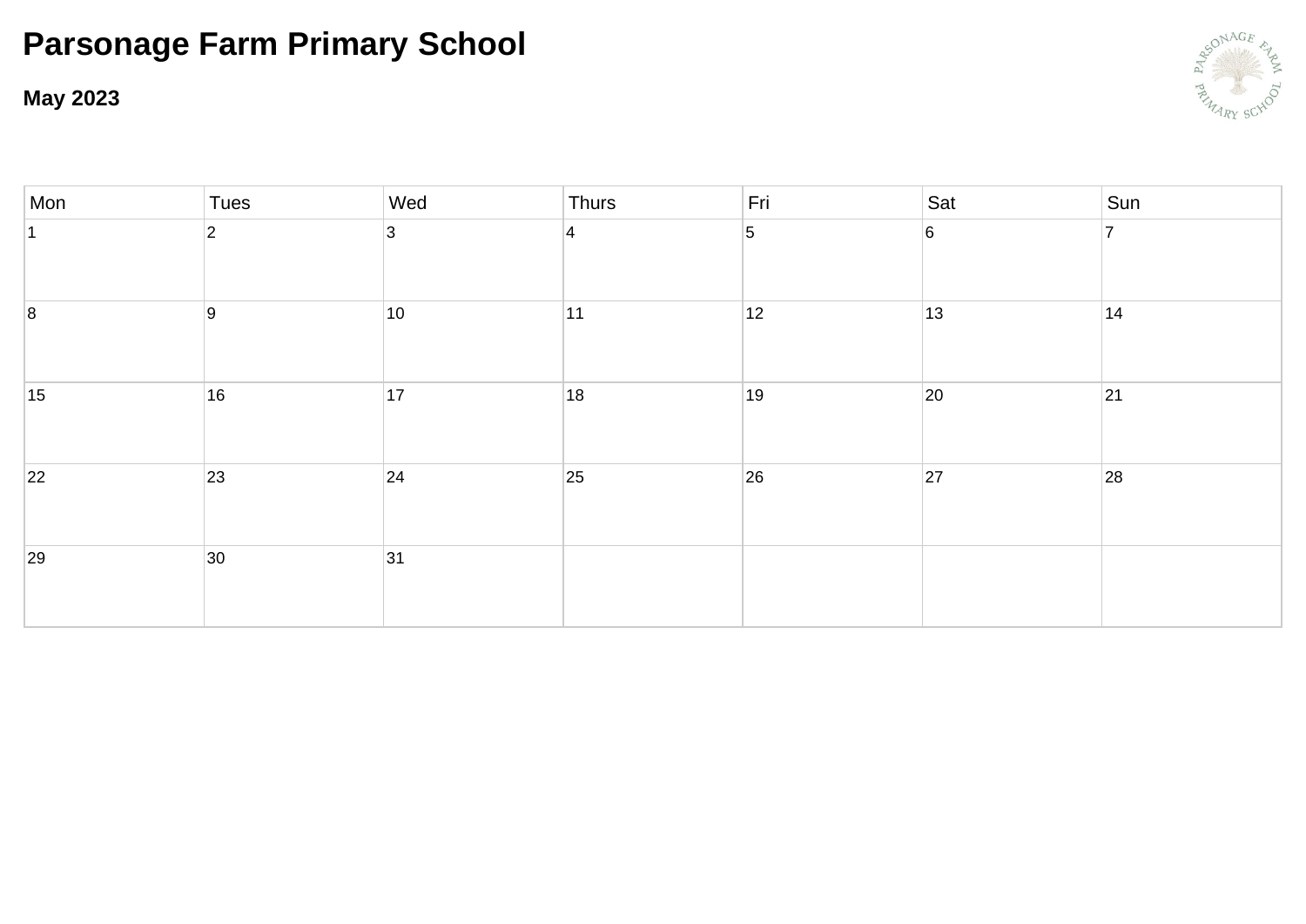# Parsonage Farm Primary School

**May 2023**

| Mon | Tues | Wed | Thurs | Fri | Sat | Sun |
|---|---|---|---|---|---|---|
| 1 | 2 | 3 | 4 | 5 | 6 | 7 |
| 8 | 9 | 10 | 11 | 12 | 13 | 14 |
| 15 | 16 | 17 | 18 | 19 | 20 | 21 |
| 22 | 23 | 24 | 25 | 26 | 27 | 28 |
| 29 | 30 | 31 | | | | |